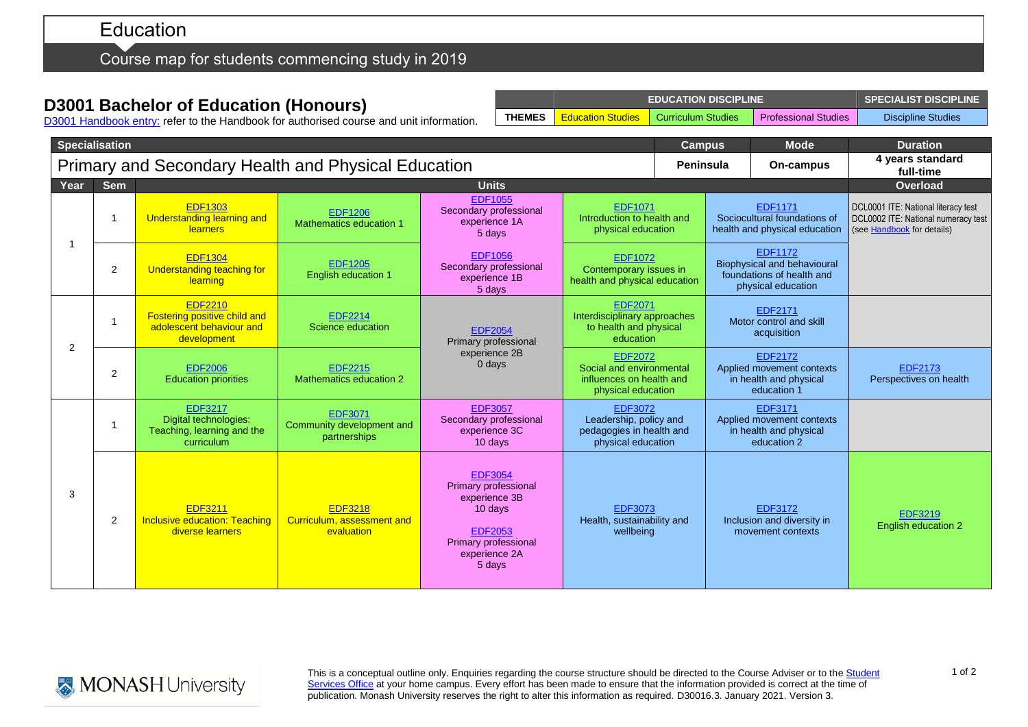# Education

## Course map for students commencing study in 2019

### D3001 Bachelor of Education (Honours)

D3001 Handbook entry: refer to the Handbook for authorised course and unit information.

| | EDUCATION DISCIPLINE | | | SPECIALIST DISCIPLINE |
|---|---|---|---|---|
| THEMES | Education Studies | Curriculum Studies | Professional Studies | Discipline Studies |

| Specialisation | Campus | Mode | Duration |
|---|---|---|---|
| Primary and Secondary Health and Physical Education | Peninsula | On-campus | 4 years standard full-time |

| Year | Sem | Units | | | | | Overload |
|---|---|---|---|---|---|---|---|
| 1 | 1 | EDF1303 Understanding learning and learners | EDF1206 Mathematics education 1 | EDF1055 Secondary professional experience 1A 5 days | EDF1071 Introduction to health and physical education | EDF1171 Sociocultural foundations of health and physical education | DCL0001 ITE: National literacy test DCL0002 ITE: National numeracy test (see Handbook for details) |
| 1 | 2 | EDF1304 Understanding teaching for learning | EDF1205 English education 1 | EDF1056 Secondary professional experience 1B 5 days | EDF1072 Contemporary issues in health and physical education | EDF1172 Biophysical and behavioural foundations of health and physical education | |
| 2 | 1 | EDF2210 Fostering positive child and adolescent behaviour and development | EDF2214 Science education | EDF2054 Primary professional experience 2B 0 days | EDF2071 Interdisciplinary approaches to health and physical education | EDF2171 Motor control and skill acquisition | |
| 2 | 2 | EDF2006 Education priorities | EDF2215 Mathematics education 2 | | EDF2072 Social and environmental influences on health and physical education | EDF2172 Applied movement contexts in health and physical education 1 | EDF2173 Perspectives on health |
| 3 | 1 | EDF3217 Digital technologies: Teaching, learning and the curriculum | EDF3071 Community development and partnerships | EDF3057 Secondary professional experience 3C 10 days | EDF3072 Leadership, policy and pedagogies in health and physical education | EDF3171 Applied movement contexts in health and physical education 2 | |
| 3 | 2 | EDF3211 Inclusive education: Teaching diverse learners | EDF3218 Curriculum, assessment and evaluation | EDF3054 Primary professional experience 3B 10 days<br>EDF2053 Primary professional experience 2A 5 days | EDF3073 Health, sustainability and wellbeing | EDF3172 Inclusion and diversity in movement contexts | EDF3219 English education 2 |

This is a conceptual outline only. Enquiries regarding the course structure should be directed to the Course Adviser or to the Student Services Office at your home campus. Every effort has been made to ensure that the information provided is correct at the time of publication. Monash University reserves the right to alter this information as required. D30016.3. January 2021. Version 3.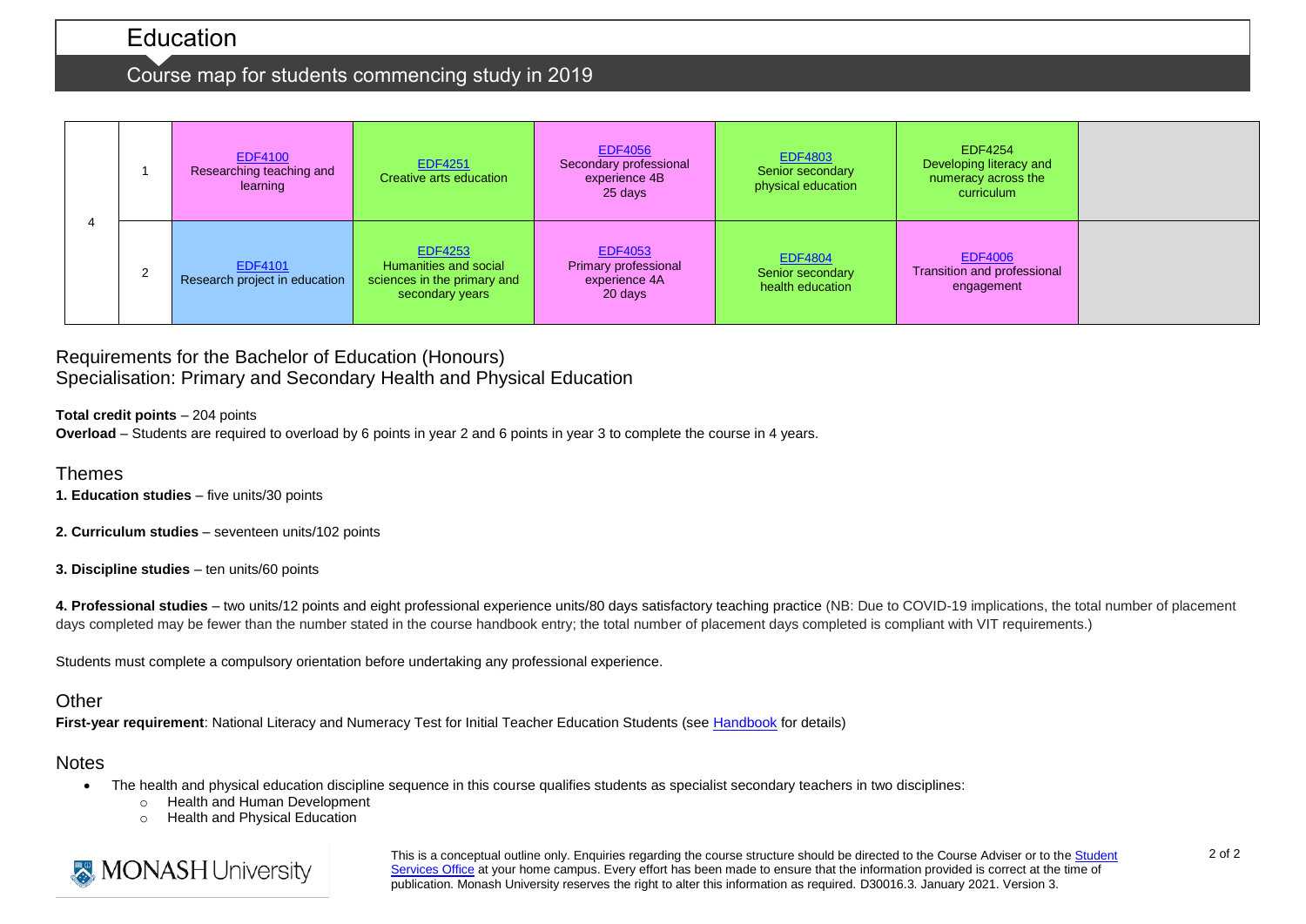# Education

## Course map for students commencing study in 2019

| | | | | | | | |
|---|---|---|---|---|---|---|---|
| 4 | 1 | EDF4100 Researching teaching and learning | EDF4251 Creative arts education | EDF4056 Secondary professional experience 4B 25 days | EDF4803 Senior secondary physical education | EDF4254 Developing literacy and numeracy across the curriculum | |
| | 2 | EDF4101 Research project in education | EDF4253 Humanities and social sciences in the primary and secondary years | EDF4053 Primary professional experience 4A 20 days | EDF4804 Senior secondary health education | EDF4006 Transition and professional engagement | |

## Requirements for the Bachelor of Education (Honours)
## Specialisation: Primary and Secondary Health and Physical Education

**Total credit points** – 204 points

**Overload** – Students are required to overload by 6 points in year 2 and 6 points in year 3 to complete the course in 4 years.

### Themes

**1. Education studies** – five units/30 points

**2. Curriculum studies** – seventeen units/102 points

**3. Discipline studies** – ten units/60 points

**4. Professional studies** – two units/12 points and eight professional experience units/80 days satisfactory teaching practice (NB: Due to COVID-19 implications, the total number of placement days completed may be fewer than the number stated in the course handbook entry; the total number of placement days completed is compliant with VIT requirements.)

Students must complete a compulsory orientation before undertaking any professional experience.

### Other

**First-year requirement**: National Literacy and Numeracy Test for Initial Teacher Education Students (see Handbook for details)

### Notes

- The health and physical education discipline sequence in this course qualifies students as specialist secondary teachers in two disciplines:
  - Health and Human Development
  - Health and Physical Education

MONASH University

This is a conceptual outline only. Enquiries regarding the course structure should be directed to the Course Adviser or to the Student Services Office at your home campus. Every effort has been made to ensure that the information provided is correct at the time of publication. Monash University reserves the right to alter this information as required. D30016.3. January 2021. Version 3.